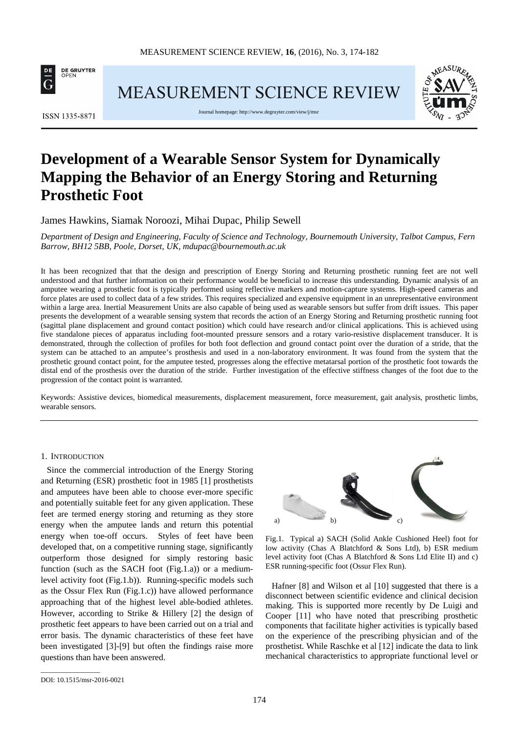# Development of a Wearable Sensor System for Dynamically Mapping the Behavior of an Energy Storing and Returning Prosthetic Foot

James Hawkins, Siamak Noroozi, Mihai Dupac, Philip Sewell

*Department of Design and Engineering, Faculty of Science and Technology, Bournemouth University, Talbot Campus, Fern Barrow, BH12 5BB, Poole, Dorset, UK, mdupac@bournemouth.ac.uk*

It has been recognized that that the design and prescription of Energy Storing and Returning prosthetic running feet are not well understood and that further information on their performance would be beneficial to increase this understanding. Dynamic analysis of an amputee wearing a prosthetic foot is typically performed using reflective markers and motion-capture systems. High-speed cameras and force plates are used to collect data of a few strides. This requires specialized and expensive equipment in an unrepresentative environment within a large area. Inertial Measurement Units are also capable of being used as wearable sensors but suffer from drift issues. This paper presents the development of a wearable sensing system that records the action of an Energy Storing and Returning prosthetic running foot (sagittal plane displacement and ground contact position) which could have research and/or clinical applications. This is achieved using five standalone pieces of apparatus including foot-mounted pressure sensors and a rotary vario-resistive displacement transducer. It is demonstrated, through the collection of profiles for both foot deflection and ground contact point over the duration of a stride, that the system can be attached to an amputee's prosthesis and used in a non-laboratory environment. It was found from the system that the prosthetic ground contact point, for the amputee tested, progresses along the effective metatarsal portion of the prosthetic foot towards the distal end of the prosthesis over the duration of the stride. Further investigation of the effective stiffness changes of the foot due to the progression of the contact point is warranted.

Keywords: Assistive devices, biomedical measurements, displacement measurement, force measurement, gait analysis, prosthetic limbs, wearable sensors.

## 1. Introduction

Since the commercial introduction of the Energy Storing and Returning (ESR) prosthetic foot in 1985 [1] prosthetists and amputees have been able to choose ever-more specific and potentially suitable feet for any given application. These feet are termed energy storing and returning as they store energy when the amputee lands and return this potential energy when toe-off occurs. Styles of feet have been developed that, on a competitive running stage, significantly outperform those designed for simply restoring basic function (such as the SACH foot (Fig.1.a)) or a medium-level activity foot (Fig.1.b)). Running-specific models such as the Ossur Flex Run (Fig.1.c)) have allowed performance approaching that of the highest level able-bodied athletes. However, according to Strike & Hillery [2] the design of prosthetic feet appears to have been carried out on a trial and error basis. The dynamic characteristics of these feet have been investigated [3]-[9] but often the findings raise more questions than have been answered.

Fig.1. Typical a) SACH (Solid Ankle Cushioned Heel) foot for low activity (Chas A Blatchford & Sons Ltd), b) ESR medium level activity foot (Chas A Blatchford & Sons Ltd Elite II) and c) ESR running-specific foot (Ossur Flex Run).

Hafner [8] and Wilson et al [10] suggested that there is a disconnect between scientific evidence and clinical decision making. This is supported more recently by De Luigi and Cooper [11] who have noted that prescribing prosthetic components that facilitate higher activities is typically based on the experience of the prescribing physician and of the prosthetist. While Raschke et al [12] indicate the data to link mechanical characteristics to appropriate functional level or

DOI: 10.1515/msr-2016-0021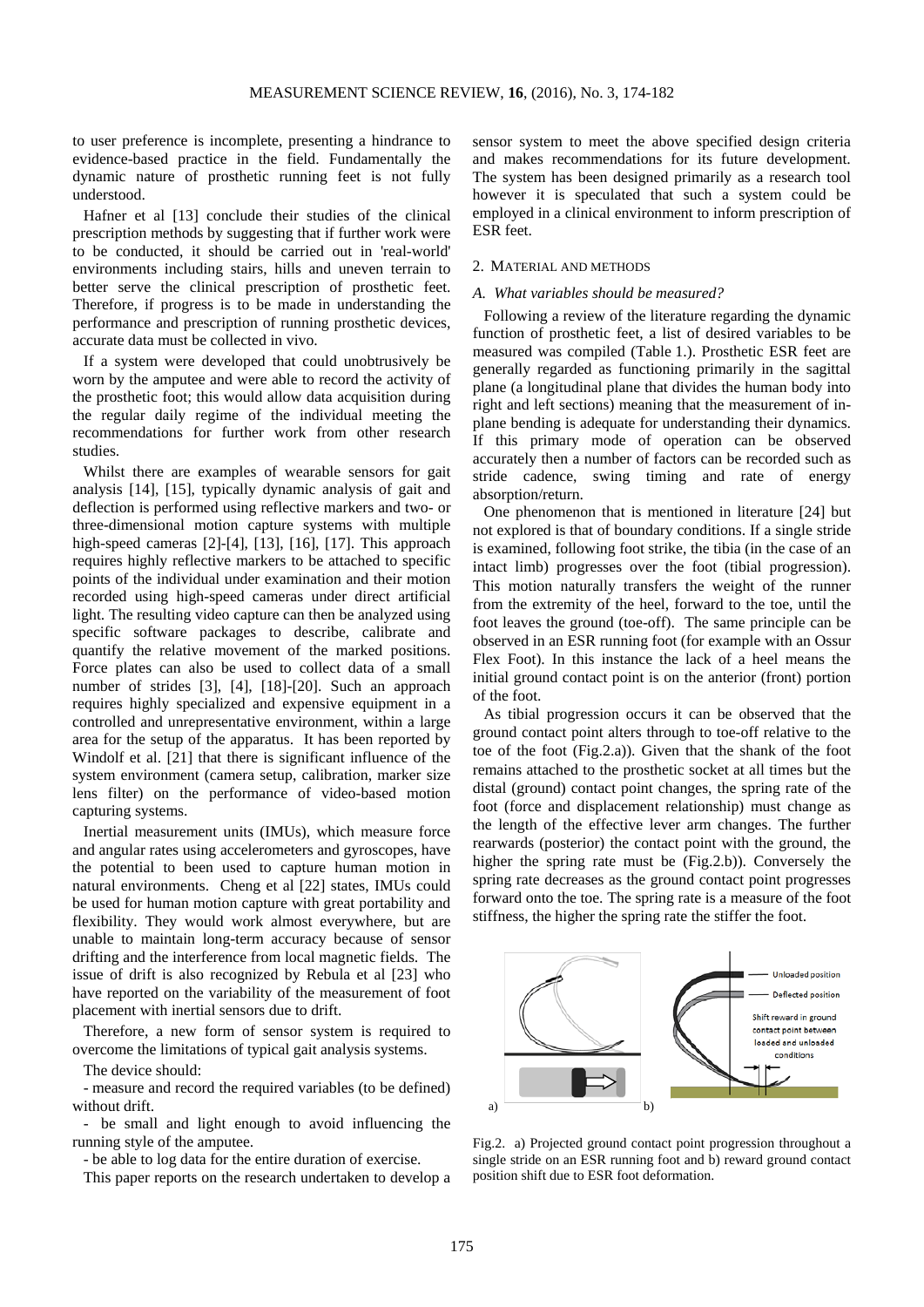to user preference is incomplete, presenting a hindrance to evidence-based practice in the field. Fundamentally the dynamic nature of prosthetic running feet is not fully understood.

Hafner et al [13] conclude their studies of the clinical prescription methods by suggesting that if further work were to be conducted, it should be carried out in 'real-world' environments including stairs, hills and uneven terrain to better serve the clinical prescription of prosthetic feet. Therefore, if progress is to be made in understanding the performance and prescription of running prosthetic devices, accurate data must be collected in vivo.

If a system were developed that could unobtrusively be worn by the amputee and were able to record the activity of the prosthetic foot; this would allow data acquisition during the regular daily regime of the individual meeting the recommendations for further work from other research studies.

Whilst there are examples of wearable sensors for gait analysis [14], [15], typically dynamic analysis of gait and deflection is performed using reflective markers and two- or three-dimensional motion capture systems with multiple high-speed cameras [2]-[4], [13], [16], [17]. This approach requires highly reflective markers to be attached to specific points of the individual under examination and their motion recorded using high-speed cameras under direct artificial light. The resulting video capture can then be analyzed using specific software packages to describe, calibrate and quantify the relative movement of the marked positions. Force plates can also be used to collect data of a small number of strides [3], [4], [18]-[20]. Such an approach requires highly specialized and expensive equipment in a controlled and unrepresentative environment, within a large area for the setup of the apparatus. It has been reported by Windolf et al. [21] that there is significant influence of the system environment (camera setup, calibration, marker size lens filter) on the performance of video-based motion capturing systems.

Inertial measurement units (IMUs), which measure force and angular rates using accelerometers and gyroscopes, have the potential to been used to capture human motion in natural environments. Cheng et al [22] states, IMUs could be used for human motion capture with great portability and flexibility. They would work almost everywhere, but are unable to maintain long-term accuracy because of sensor drifting and the interference from local magnetic fields. The issue of drift is also recognized by Rebula et al [23] who have reported on the variability of the measurement of foot placement with inertial sensors due to drift.

Therefore, a new form of sensor system is required to overcome the limitations of typical gait analysis systems.

The device should:

- measure and record the required variables (to be defined) without drift.
- be small and light enough to avoid influencing the running style of the amputee.
- be able to log data for the entire duration of exercise.

This paper reports on the research undertaken to develop a sensor system to meet the above specified design criteria and makes recommendations for its future development. The system has been designed primarily as a research tool however it is speculated that such a system could be employed in a clinical environment to inform prescription of ESR feet.

## 2. MATERIAL AND METHODS

### *A. What variables should be measured?*

Following a review of the literature regarding the dynamic function of prosthetic feet, a list of desired variables to be measured was compiled (Table 1.). Prosthetic ESR feet are generally regarded as functioning primarily in the sagittal plane (a longitudinal plane that divides the human body into right and left sections) meaning that the measurement of in-plane bending is adequate for understanding their dynamics. If this primary mode of operation can be observed accurately then a number of factors can be recorded such as stride cadence, swing timing and rate of energy absorption/return.

One phenomenon that is mentioned in literature [24] but not explored is that of boundary conditions. If a single stride is examined, following foot strike, the tibia (in the case of an intact limb) progresses over the foot (tibial progression). This motion naturally transfers the weight of the runner from the extremity of the heel, forward to the toe, until the foot leaves the ground (toe-off). The same principle can be observed in an ESR running foot (for example with an Ossur Flex Foot). In this instance the lack of a heel means the initial ground contact point is on the anterior (front) portion of the foot.

As tibial progression occurs it can be observed that the ground contact point alters through to toe-off relative to the toe of the foot (Fig.2.a)). Given that the shank of the foot remains attached to the prosthetic socket at all times but the distal (ground) contact point changes, the spring rate of the foot (force and displacement relationship) must change as the length of the effective lever arm changes. The further rearwards (posterior) the contact point with the ground, the higher the spring rate must be (Fig.2.b)). Conversely the spring rate decreases as the ground contact point progresses forward onto the toe. The spring rate is a measure of the foot stiffness, the higher the spring rate the stiffer the foot.

Fig.2. a) Projected ground contact point progression throughout a single stride on an ESR running foot and b) reward ground contact position shift due to ESR foot deformation.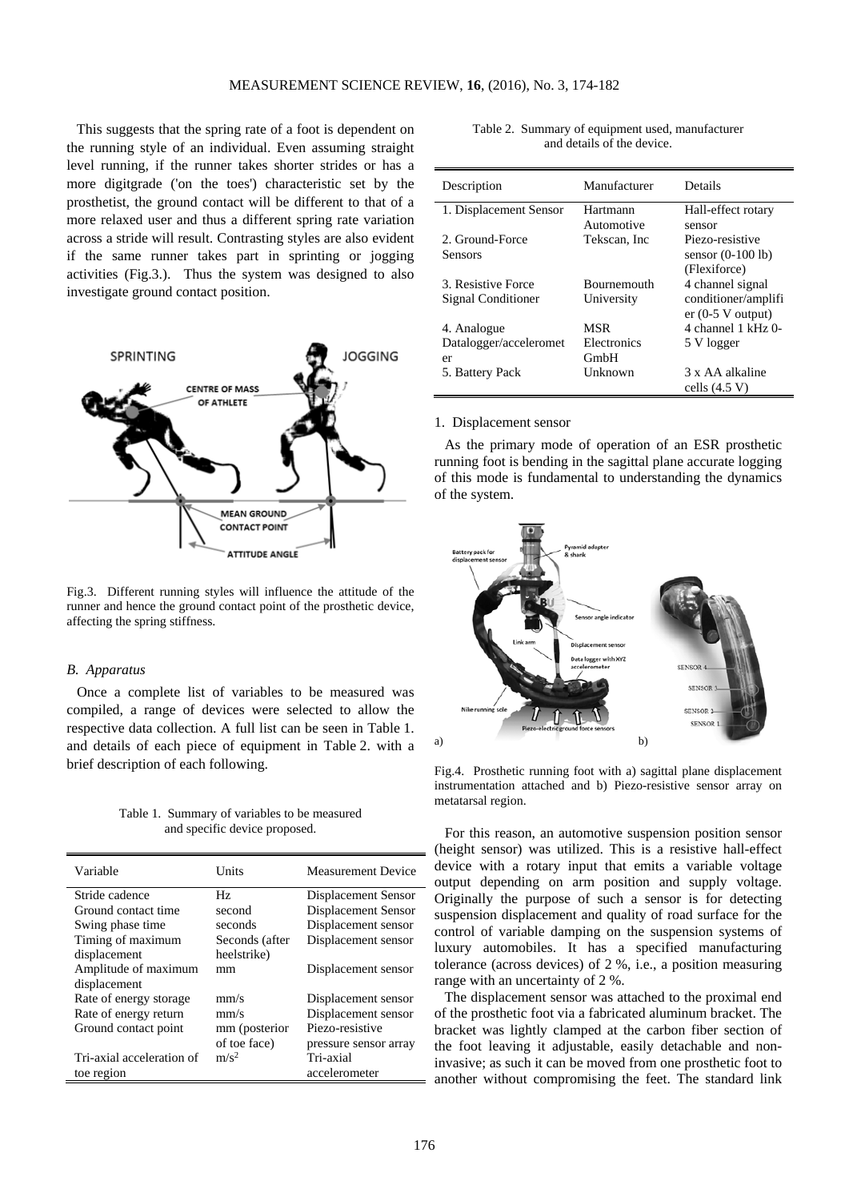This suggests that the spring rate of a foot is dependent on the running style of an individual. Even assuming straight level running, if the runner takes shorter strides or has a more digitgrade ('on the toes') characteristic set by the prosthetist, the ground contact will be different to that of a more relaxed user and thus a different spring rate variation across a stride will result. Contrasting styles are also evident if the same runner takes part in sprinting or jogging activities (Fig.3.). Thus the system was designed to also investigate ground contact position.

Fig.3. Different running styles will influence the attitude of the runner and hence the ground contact point of the prosthetic device, affecting the spring stiffness.

### *B. Apparatus*

Once a complete list of variables to be measured was compiled, a range of devices were selected to allow the respective data collection. A full list can be seen in Table 1. and details of each piece of equipment in Table 2. with a brief description of each following.

Table 1. Summary of variables to be measured and specific device proposed.

| Variable | Units | Measurement Device |
|---|---|---|
| Stride cadence | Hz | Displacement Sensor |
| Ground contact time | second | Displacement Sensor |
| Swing phase time | seconds | Displacement sensor |
| Timing of maximum displacement | Seconds (after heelstrike) | Displacement sensor |
| Amplitude of maximum displacement | mm | Displacement sensor |
| Rate of energy storage | mm/s | Displacement sensor |
| Rate of energy return | mm/s | Displacement sensor |
| Ground contact point | mm (posterior of toe face) | Piezo-resistive pressure sensor array |
| Tri-axial acceleration of toe region | $m/s^2$ | Tri-axial accelerometer |

Table 2. Summary of equipment used, manufacturer and details of the device.

| Description | Manufacturer | Details |
|---|---|---|
| 1. Displacement Sensor | Hartmann Automotive | Hall-effect rotary sensor |
| 2. Ground-Force Sensors | Tekscan, Inc | Piezo-resistive sensor (0-100 lb) (Flexiforce) |
| 3. Resistive Force Signal Conditioner | Bournemouth University | 4 channel signal conditioner/amplifier (0-5 V output) |
| 4. Analogue Datalogger/accelerometer | MSR Electronics GmbH | 4 channel 1 kHz 0-5 V logger |
| 5. Battery Pack | Unknown | 3 x AA alkaline cells (4.5 V) |

1. Displacement sensor

As the primary mode of operation of an ESR prosthetic running foot is bending in the sagittal plane accurate logging of this mode is fundamental to understanding the dynamics of the system.

Fig.4. Prosthetic running foot with a) sagittal plane displacement instrumentation attached and b) Piezo-resistive sensor array on metatarsal region.

For this reason, an automotive suspension position sensor (height sensor) was utilized. This is a resistive hall-effect device with a rotary input that emits a variable voltage output depending on arm position and supply voltage. Originally the purpose of such a sensor is for detecting suspension displacement and quality of road surface for the control of variable damping on the suspension systems of luxury automobiles. It has a specified manufacturing tolerance (across devices) of 2 %, i.e., a position measuring range with an uncertainty of 2 %.

The displacement sensor was attached to the proximal end of the prosthetic foot via a fabricated aluminum bracket. The bracket was lightly clamped at the carbon fiber section of the foot leaving it adjustable, easily detachable and non-invasive; as such it can be moved from one prosthetic foot to another without compromising the feet. The standard link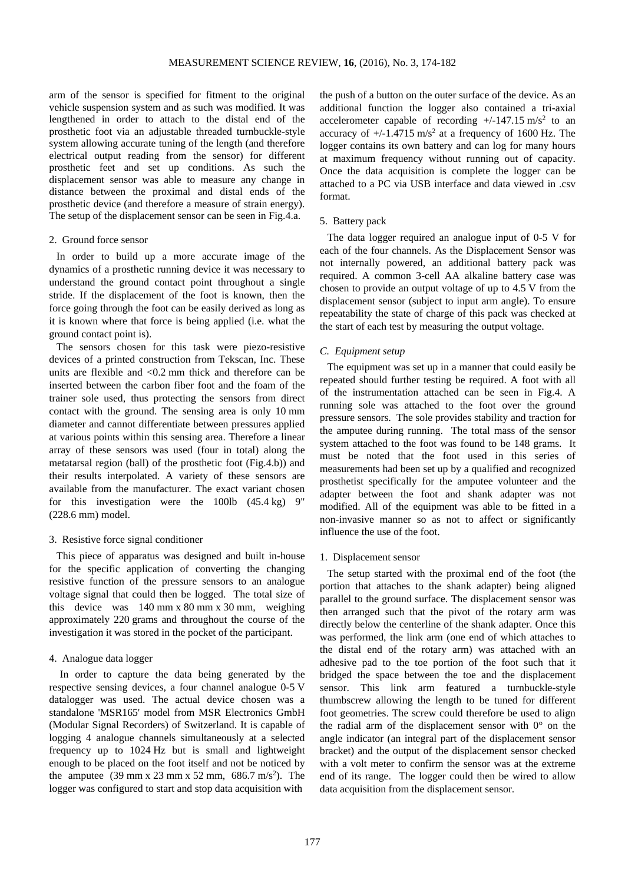arm of the sensor is specified for fitment to the original vehicle suspension system and as such was modified. It was lengthened in order to attach to the distal end of the prosthetic foot via an adjustable threaded turnbuckle-style system allowing accurate tuning of the length (and therefore electrical output reading from the sensor) for different prosthetic feet and set up conditions. As such the displacement sensor was able to measure any change in distance between the proximal and distal ends of the prosthetic device (and therefore a measure of strain energy). The setup of the displacement sensor can be seen in Fig.4.a.

2. Ground force sensor

In order to build up a more accurate image of the dynamics of a prosthetic running device it was necessary to understand the ground contact point throughout a single stride. If the displacement of the foot is known, then the force going through the foot can be easily derived as long as it is known where that force is being applied (i.e. what the ground contact point is).

The sensors chosen for this task were piezo-resistive devices of a printed construction from Tekscan, Inc. These units are flexible and <0.2 mm thick and therefore can be inserted between the carbon fiber foot and the foam of the trainer sole used, thus protecting the sensors from direct contact with the ground. The sensing area is only 10 mm diameter and cannot differentiate between pressures applied at various points within this sensing area. Therefore a linear array of these sensors was used (four in total) along the metatarsal region (ball) of the prosthetic foot (Fig.4.b)) and their results interpolated. A variety of these sensors are available from the manufacturer. The exact variant chosen for this investigation were the 100lb (45.4 kg) 9" (228.6 mm) model.

3. Resistive force signal conditioner

This piece of apparatus was designed and built in-house for the specific application of converting the changing resistive function of the pressure sensors to an analogue voltage signal that could then be logged. The total size of this device was 140 mm x 80 mm x 30 mm, weighing approximately 220 grams and throughout the course of the investigation it was stored in the pocket of the participant.

4. Analogue data logger

In order to capture the data being generated by the respective sensing devices, a four channel analogue 0-5 V datalogger was used. The actual device chosen was a standalone 'MSR165' model from MSR Electronics GmbH (Modular Signal Recorders) of Switzerland. It is capable of logging 4 analogue channels simultaneously at a selected frequency up to 1024 Hz but is small and lightweight enough to be placed on the foot itself and not be noticed by the amputee (39 mm x 23 mm x 52 mm, 686.7 m/s$^2$). The logger was configured to start and stop data acquisition with the push of a button on the outer surface of the device. As an additional function the logger also contained a tri-axial accelerometer capable of recording +/-147.15 m/s$^2$ to an accuracy of +/-1.4715 m/s$^2$ at a frequency of 1600 Hz. The logger contains its own battery and can log for many hours at maximum frequency without running out of capacity. Once the data acquisition is complete the logger can be attached to a PC via USB interface and data viewed in .csv format.

5. Battery pack

The data logger required an analogue input of 0-5 V for each of the four channels. As the Displacement Sensor was not internally powered, an additional battery pack was required. A common 3-cell AA alkaline battery case was chosen to provide an output voltage of up to 4.5 V from the displacement sensor (subject to input arm angle). To ensure repeatability the state of charge of this pack was checked at the start of each test by measuring the output voltage.

### *C. Equipment setup*

The equipment was set up in a manner that could easily be repeated should further testing be required. A foot with all of the instrumentation attached can be seen in Fig.4. A running sole was attached to the foot over the ground pressure sensors. The sole provides stability and traction for the amputee during running. The total mass of the sensor system attached to the foot was found to be 148 grams. It must be noted that the foot used in this series of measurements had been set up by a qualified and recognized prosthetist specifically for the amputee volunteer and the adapter between the foot and shank adapter was not modified. All of the equipment was able to be fitted in a non-invasive manner so as not to affect or significantly influence the use of the foot.

1. Displacement sensor

The setup started with the proximal end of the foot (the portion that attaches to the shank adapter) being aligned parallel to the ground surface. The displacement sensor was then arranged such that the pivot of the rotary arm was directly below the centerline of the shank adapter. Once this was performed, the link arm (one end of which attaches to the distal end of the rotary arm) was attached with an adhesive pad to the toe portion of the foot such that it bridged the space between the toe and the displacement sensor. This link arm featured a turnbuckle-style thumbscrew allowing the length to be tuned for different foot geometries. The screw could therefore be used to align the radial arm of the displacement sensor with 0° on the angle indicator (an integral part of the displacement sensor bracket) and the output of the displacement sensor checked with a volt meter to confirm the sensor was at the extreme end of its range. The logger could then be wired to allow data acquisition from the displacement sensor.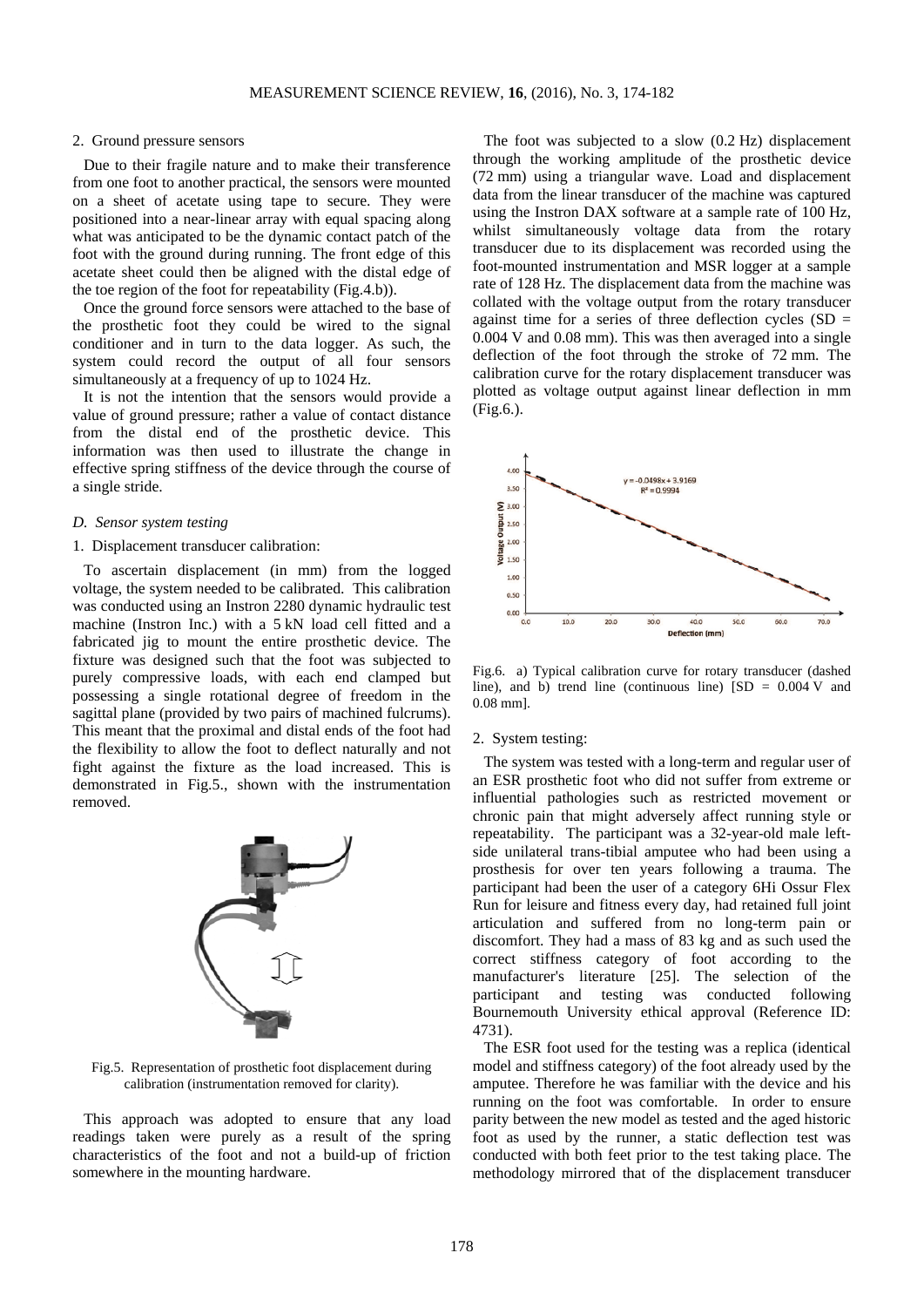2. Ground pressure sensors

Due to their fragile nature and to make their transference from one foot to another practical, the sensors were mounted on a sheet of acetate using tape to secure. They were positioned into a near-linear array with equal spacing along what was anticipated to be the dynamic contact patch of the foot with the ground during running. The front edge of this acetate sheet could then be aligned with the distal edge of the toe region of the foot for repeatability (Fig.4.b)).

Once the ground force sensors were attached to the base of the prosthetic foot they could be wired to the signal conditioner and in turn to the data logger. As such, the system could record the output of all four sensors simultaneously at a frequency of up to 1024 Hz.

It is not the intention that the sensors would provide a value of ground pressure; rather a value of contact distance from the distal end of the prosthetic device. This information was then used to illustrate the change in effective spring stiffness of the device through the course of a single stride.

### *D. Sensor system testing*

1. Displacement transducer calibration:

To ascertain displacement (in mm) from the logged voltage, the system needed to be calibrated. This calibration was conducted using an Instron 2280 dynamic hydraulic test machine (Instron Inc.) with a 5 kN load cell fitted and a fabricated jig to mount the entire prosthetic device. The fixture was designed such that the foot was subjected to purely compressive loads, with each end clamped but possessing a single rotational degree of freedom in the sagittal plane (provided by two pairs of machined fulcrums). This meant that the proximal and distal ends of the foot had the flexibility to allow the foot to deflect naturally and not fight against the fixture as the load increased. This is demonstrated in Fig.5., shown with the instrumentation removed.

Fig.5. Representation of prosthetic foot displacement during calibration (instrumentation removed for clarity).

This approach was adopted to ensure that any load readings taken were purely as a result of the spring characteristics of the foot and not a build-up of friction somewhere in the mounting hardware.

The foot was subjected to a slow (0.2 Hz) displacement through the working amplitude of the prosthetic device (72 mm) using a triangular wave. Load and displacement data from the linear transducer of the machine was captured using the Instron DAX software at a sample rate of 100 Hz, whilst simultaneously voltage data from the rotary transducer due to its displacement was recorded using the foot-mounted instrumentation and MSR logger at a sample rate of 128 Hz. The displacement data from the machine was collated with the voltage output from the rotary transducer against time for a series of three deflection cycles (SD = 0.004 V and 0.08 mm). This was then averaged into a single deflection of the foot through the stroke of 72 mm. The calibration curve for the rotary displacement transducer was plotted as voltage output against linear deflection in mm (Fig.6.).

Fig.6. a) Typical calibration curve for rotary transducer (dashed line), and b) trend line (continuous line) [SD = 0.004 V and 0.08 mm].

2. System testing:

The system was tested with a long-term and regular user of an ESR prosthetic foot who did not suffer from extreme or influential pathologies such as restricted movement or chronic pain that might adversely affect running style or repeatability. The participant was a 32-year-old male left-side unilateral trans-tibial amputee who had been using a prosthesis for over ten years following a trauma. The participant had been the user of a category 6Hi Ossur Flex Run for leisure and fitness every day, had retained full joint articulation and suffered from no long-term pain or discomfort. They had a mass of 83 kg and as such used the correct stiffness category of foot according to the manufacturer's literature [25]. The selection of the participant and testing was conducted following Bournemouth University ethical approval (Reference ID: 4731).

The ESR foot used for the testing was a replica (identical model and stiffness category) of the foot already used by the amputee. Therefore he was familiar with the device and his running on the foot was comfortable. In order to ensure parity between the new model as tested and the aged historic foot as used by the runner, a static deflection test was conducted with both feet prior to the test taking place. The methodology mirrored that of the displacement transducer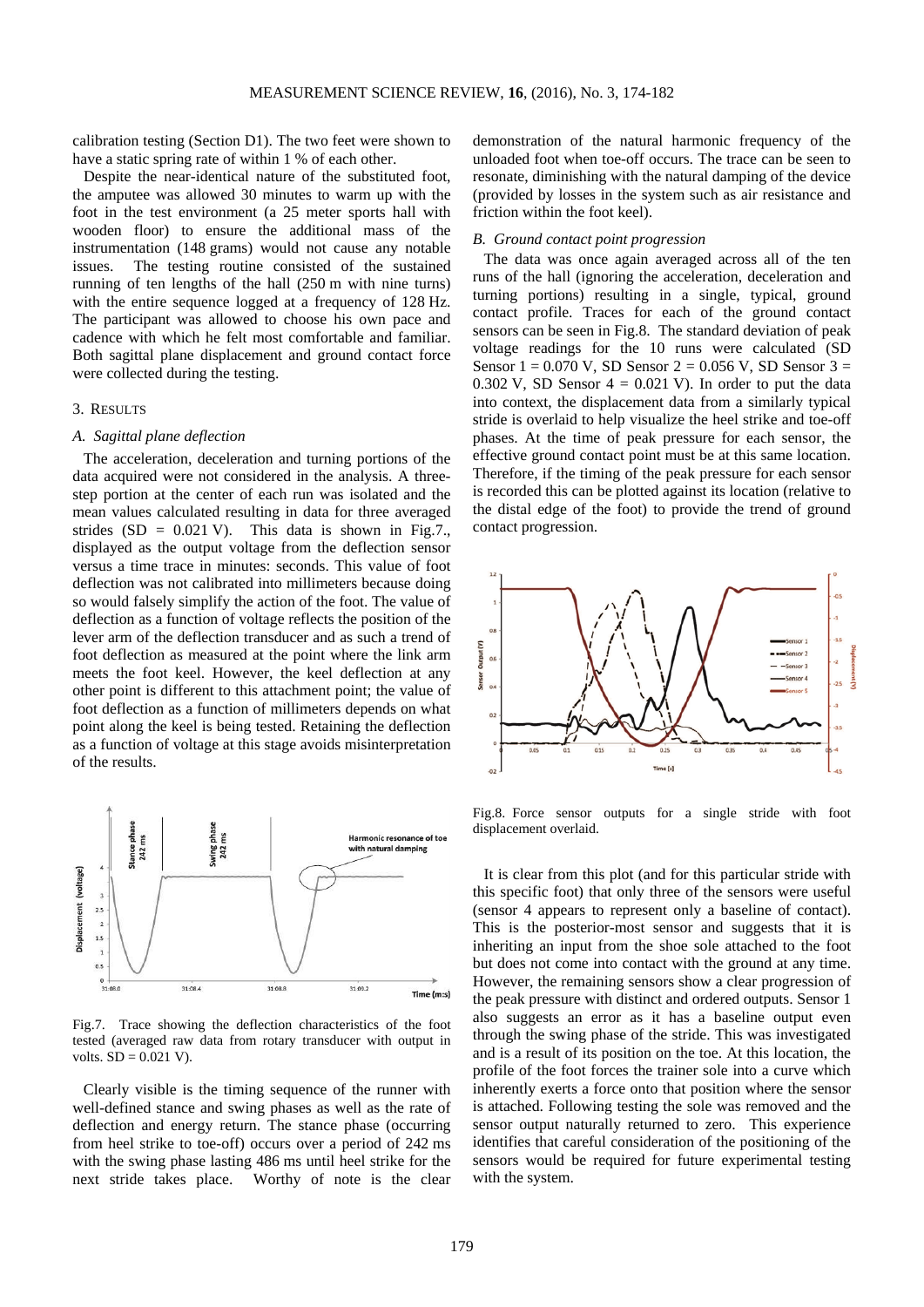calibration testing (Section D1). The two feet were shown to have a static spring rate of within 1 % of each other.

Despite the near-identical nature of the substituted foot, the amputee was allowed 30 minutes to warm up with the foot in the test environment (a 25 meter sports hall with wooden floor) to ensure the additional mass of the instrumentation (148 grams) would not cause any notable issues. The testing routine consisted of the sustained running of ten lengths of the hall (250 m with nine turns) with the entire sequence logged at a frequency of 128 Hz. The participant was allowed to choose his own pace and cadence with which he felt most comfortable and familiar. Both sagittal plane displacement and ground contact force were collected during the testing.

## 3. Results

### A. Sagittal plane deflection

The acceleration, deceleration and turning portions of the data acquired were not considered in the analysis. A three-step portion at the center of each run was isolated and the mean values calculated resulting in data for three averaged strides (SD = 0.021 V). This data is shown in Fig.7., displayed as the output voltage from the deflection sensor versus a time trace in minutes: seconds. This value of foot deflection was not calibrated into millimeters because doing so would falsely simplify the action of the foot. The value of deflection as a function of voltage reflects the position of the lever arm of the deflection transducer and as such a trend of foot deflection as measured at the point where the link arm meets the foot keel. However, the keel deflection at any other point is different to this attachment point; the value of foot deflection as a function of millimeters depends on what point along the keel is being tested. Retaining the deflection as a function of voltage at this stage avoids misinterpretation of the results.

Fig.7. Trace showing the deflection characteristics of the foot tested (averaged raw data from rotary transducer with output in volts. SD = 0.021 V).

Clearly visible is the timing sequence of the runner with well-defined stance and swing phases as well as the rate of deflection and energy return. The stance phase (occurring from heel strike to toe-off) occurs over a period of 242 ms with the swing phase lasting 486 ms until heel strike for the next stride takes place. Worthy of note is the clear demonstration of the natural harmonic frequency of the unloaded foot when toe-off occurs. The trace can be seen to resonate, diminishing with the natural damping of the device (provided by losses in the system such as air resistance and friction within the foot keel).

### B. Ground contact point progression

The data was once again averaged across all of the ten runs of the hall (ignoring the acceleration, deceleration and turning portions) resulting in a single, typical, ground contact profile. Traces for each of the ground contact sensors can be seen in Fig.8. The standard deviation of peak voltage readings for the 10 runs were calculated (SD Sensor 1 = 0.070 V, SD Sensor 2 = 0.056 V, SD Sensor 3 = 0.302 V, SD Sensor 4 = 0.021 V). In order to put the data into context, the displacement data from a similarly typical stride is overlaid to help visualize the heel strike and toe-off phases. At the time of peak pressure for each sensor, the effective ground contact point must be at this same location. Therefore, if the timing of the peak pressure for each sensor is recorded this can be plotted against its location (relative to the distal edge of the foot) to provide the trend of ground contact progression.

Fig.8. Force sensor outputs for a single stride with foot displacement overlaid.

It is clear from this plot (and for this particular stride with this specific foot) that only three of the sensors were useful (sensor 4 appears to represent only a baseline of contact). This is the posterior-most sensor and suggests that it is inheriting an input from the shoe sole attached to the foot but does not come into contact with the ground at any time. However, the remaining sensors show a clear progression of the peak pressure with distinct and ordered outputs. Sensor 1 also suggests an error as it has a baseline output even through the swing phase of the stride. This was investigated and is a result of its position on the toe. At this location, the profile of the foot forces the trainer sole into a curve which inherently exerts a force onto that position where the sensor is attached. Following testing the sole was removed and the sensor output naturally returned to zero. This experience identifies that careful consideration of the positioning of the sensors would be required for future experimental testing with the system.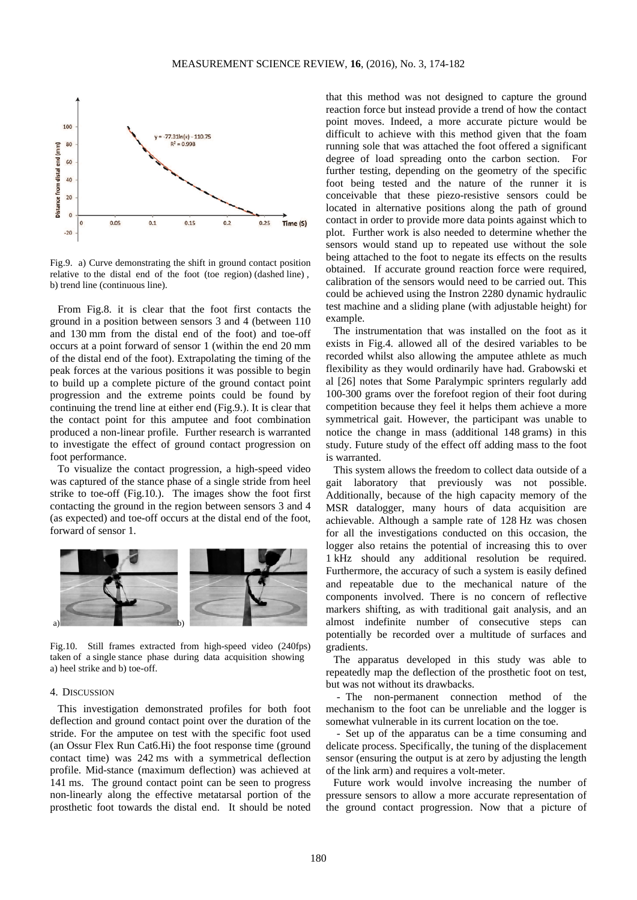Fig.9. a) Curve demonstrating the shift in ground contact position relative to the distal end of the foot (toe region) (dashed line), b) trend line (continuous line).

From Fig.8. it is clear that the foot first contacts the ground in a position between sensors 3 and 4 (between 110 and 130 mm from the distal end of the foot) and toe-off occurs at a point forward of sensor 1 (within the end 20 mm of the distal end of the foot). Extrapolating the timing of the peak forces at the various positions it was possible to begin to build up a complete picture of the ground contact point progression and the extreme points could be found by continuing the trend line at either end (Fig.9.). It is clear that the contact point for this amputee and foot combination produced a non-linear profile. Further research is warranted to investigate the effect of ground contact progression on foot performance.

To visualize the contact progression, a high-speed video was captured of the stance phase of a single stride from heel strike to toe-off (Fig.10.). The images show the foot first contacting the ground in the region between sensors 3 and 4 (as expected) and toe-off occurs at the distal end of the foot, forward of sensor 1.

Fig.10. Still frames extracted from high-speed video (240fps) taken of a single stance phase during data acquisition showing a) heel strike and b) toe-off.

## 4. DISCUSSION

This investigation demonstrated profiles for both foot deflection and ground contact point over the duration of the stride. For the amputee on test with the specific foot used (an Ossur Flex Run Cat6.Hi) the foot response time (ground contact time) was 242 ms with a symmetrical deflection profile. Mid-stance (maximum deflection) was achieved at 141 ms. The ground contact point can be seen to progress non-linearly along the effective metatarsal portion of the prosthetic foot towards the distal end. It should be noted that this method was not designed to capture the ground reaction force but instead provide a trend of how the contact point moves. Indeed, a more accurate picture would be difficult to achieve with this method given that the foam running sole that was attached the foot offered a significant degree of load spreading onto the carbon section. For further testing, depending on the geometry of the specific foot being tested and the nature of the runner it is conceivable that these piezo-resistive sensors could be located in alternative positions along the path of ground contact in order to provide more data points against which to plot. Further work is also needed to determine whether the sensors would stand up to repeated use without the sole being attached to the foot to negate its effects on the results obtained. If accurate ground reaction force were required, calibration of the sensors would need to be carried out. This could be achieved using the Instron 2280 dynamic hydraulic test machine and a sliding plane (with adjustable height) for example.

The instrumentation that was installed on the foot as it exists in Fig.4. allowed all of the desired variables to be recorded whilst also allowing the amputee athlete as much flexibility as they would ordinarily have had. Grabowski et al [26] notes that Some Paralympic sprinters regularly add 100-300 grams over the forefoot region of their foot during competition because they feel it helps them achieve a more symmetrical gait. However, the participant was unable to notice the change in mass (additional 148 grams) in this study. Future study of the effect off adding mass to the foot is warranted.

This system allows the freedom to collect data outside of a gait laboratory that previously was not possible. Additionally, because of the high capacity memory of the MSR datalogger, many hours of data acquisition are achievable. Although a sample rate of 128 Hz was chosen for all the investigations conducted on this occasion, the logger also retains the potential of increasing this to over 1 kHz should any additional resolution be required. Furthermore, the accuracy of such a system is easily defined and repeatable due to the mechanical nature of the components involved. There is no concern of reflective markers shifting, as with traditional gait analysis, and an almost indefinite number of consecutive steps can potentially be recorded over a multitude of surfaces and gradients.

The apparatus developed in this study was able to repeatedly map the deflection of the prosthetic foot on test, but was not without its drawbacks.

- The non-permanent connection method of the mechanism to the foot can be unreliable and the logger is somewhat vulnerable in its current location on the toe.
- Set up of the apparatus can be a time consuming and delicate process. Specifically, the tuning of the displacement sensor (ensuring the output is at zero by adjusting the length of the link arm) and requires a volt-meter.

Future work would involve increasing the number of pressure sensors to allow a more accurate representation of the ground contact progression. Now that a picture of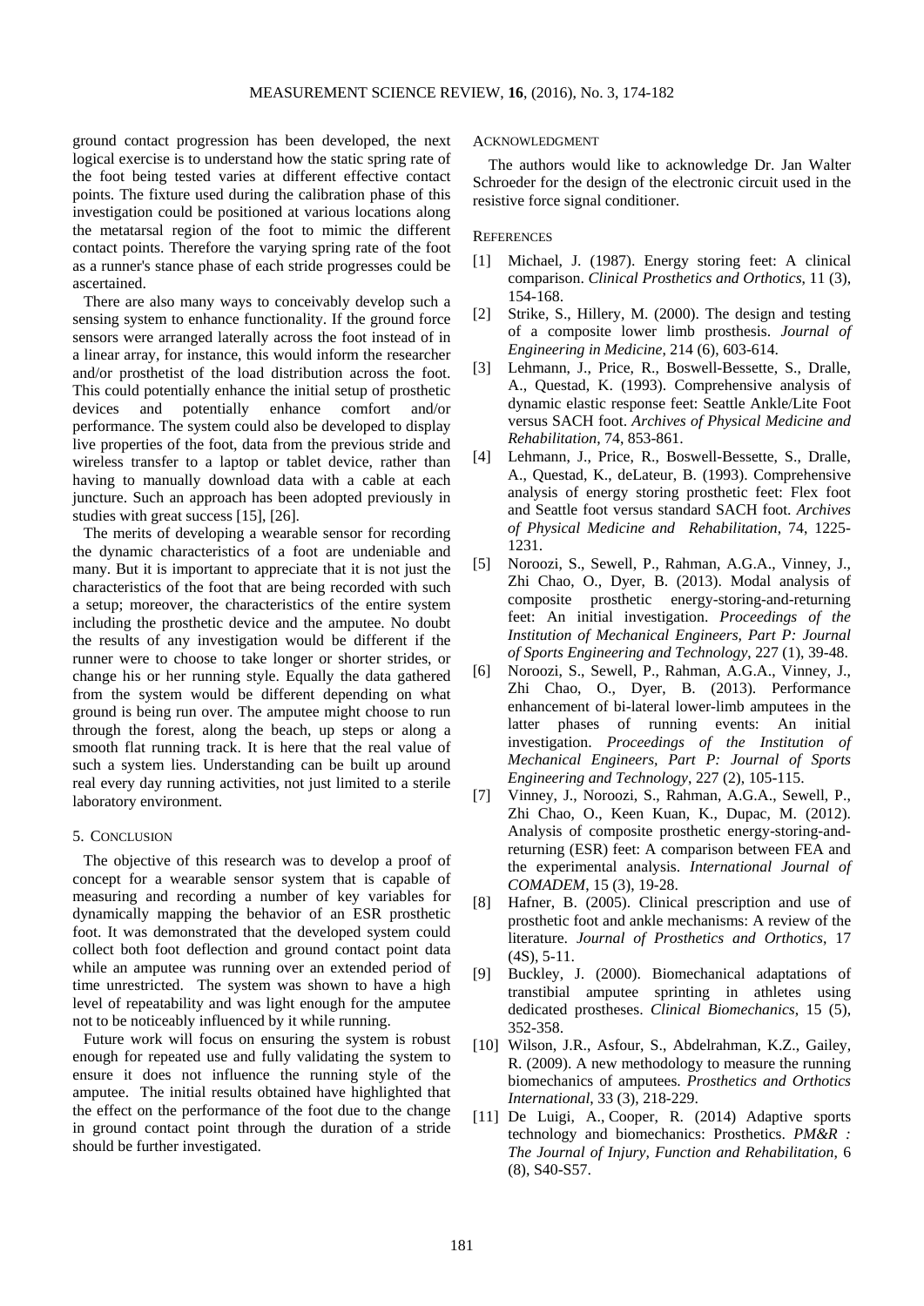ground contact progression has been developed, the next logical exercise is to understand how the static spring rate of the foot being tested varies at different effective contact points. The fixture used during the calibration phase of this investigation could be positioned at various locations along the metatarsal region of the foot to mimic the different contact points. Therefore the varying spring rate of the foot as a runner's stance phase of each stride progresses could be ascertained.

There are also many ways to conceivably develop such a sensing system to enhance functionality. If the ground force sensors were arranged laterally across the foot instead of in a linear array, for instance, this would inform the researcher and/or prosthetist of the load distribution across the foot. This could potentially enhance the initial setup of prosthetic devices and potentially enhance comfort and/or performance. The system could also be developed to display live properties of the foot, data from the previous stride and wireless transfer to a laptop or tablet device, rather than having to manually download data with a cable at each juncture. Such an approach has been adopted previously in studies with great success [15], [26].

The merits of developing a wearable sensor for recording the dynamic characteristics of a foot are undeniable and many. But it is important to appreciate that it is not just the characteristics of the foot that are being recorded with such a setup; moreover, the characteristics of the entire system including the prosthetic device and the amputee. No doubt the results of any investigation would be different if the runner were to choose to take longer or shorter strides, or change his or her running style. Equally the data gathered from the system would be different depending on what ground is being run over. The amputee might choose to run through the forest, along the beach, up steps or along a smooth flat running track. It is here that the real value of such a system lies. Understanding can be built up around real every day running activities, not just limited to a sterile laboratory environment.

## 5. Conclusion

The objective of this research was to develop a proof of concept for a wearable sensor system that is capable of measuring and recording a number of key variables for dynamically mapping the behavior of an ESR prosthetic foot. It was demonstrated that the developed system could collect both foot deflection and ground contact point data while an amputee was running over an extended period of time unrestricted. The system was shown to have a high level of repeatability and was light enough for the amputee not to be noticeably influenced by it while running.

Future work will focus on ensuring the system is robust enough for repeated use and fully validating the system to ensure it does not influence the running style of the amputee. The initial results obtained have highlighted that the effect on the performance of the foot due to the change in ground contact point through the duration of a stride should be further investigated.

## Acknowledgment

The authors would like to acknowledge Dr. Jan Walter Schroeder for the design of the electronic circuit used in the resistive force signal conditioner.

## References

[1] Michael, J. (1987). Energy storing feet: A clinical comparison. *Clinical Prosthetics and Orthotics*, 11 (3), 154-168.

[2] Strike, S., Hillery, M. (2000). The design and testing of a composite lower limb prosthesis. *Journal of Engineering in Medicine*, 214 (6), 603-614.

[3] Lehmann, J., Price, R., Boswell-Bessette, S., Dralle, A., Questad, K. (1993). Comprehensive analysis of dynamic elastic response feet: Seattle Ankle/Lite Foot versus SACH foot. *Archives of Physical Medicine and Rehabilitation*, 74, 853-861.

[4] Lehmann, J., Price, R., Boswell-Bessette, S., Dralle, A., Questad, K., deLateur, B. (1993). Comprehensive analysis of energy storing prosthetic feet: Flex foot and Seattle foot versus standard SACH foot. *Archives of Physical Medicine and Rehabilitation*, 74, 1225-1231.

[5] Noroozi, S., Sewell, P., Rahman, A.G.A., Vinney, J., Zhi Chao, O., Dyer, B. (2013). Modal analysis of composite prosthetic energy-storing-and-returning feet: An initial investigation. *Proceedings of the Institution of Mechanical Engineers, Part P: Journal of Sports Engineering and Technology*, 227 (1), 39-48.

[6] Noroozi, S., Sewell, P., Rahman, A.G.A., Vinney, J., Zhi Chao, O., Dyer, B. (2013). Performance enhancement of bi-lateral lower-limb amputees in the latter phases of running events: An initial investigation. *Proceedings of the Institution of Mechanical Engineers, Part P: Journal of Sports Engineering and Technology*, 227 (2), 105-115.

[7] Vinney, J., Noroozi, S., Rahman, A.G.A., Sewell, P., Zhi Chao, O., Keen Kuan, K., Dupac, M. (2012). Analysis of composite prosthetic energy-storing-and-returning (ESR) feet: A comparison between FEA and the experimental analysis. *International Journal of COMADEM*, 15 (3), 19-28.

[8] Hafner, B. (2005). Clinical prescription and use of prosthetic foot and ankle mechanisms: A review of the literature. *Journal of Prosthetics and Orthotics*, 17 (4S), 5-11.

[9] Buckley, J. (2000). Biomechanical adaptations of transtibial amputee sprinting in athletes using dedicated prostheses. *Clinical Biomechanics*, 15 (5), 352-358.

[10] Wilson, J.R., Asfour, S., Abdelrahman, K.Z., Gailey, R. (2009). A new methodology to measure the running biomechanics of amputees. *Prosthetics and Orthotics International*, 33 (3), 218-229.

[11] De Luigi, A., Cooper, R. (2014) Adaptive sports technology and biomechanics: Prosthetics. *PM&R : The Journal of Injury, Function and Rehabilitation*, 6 (8), S40-S57.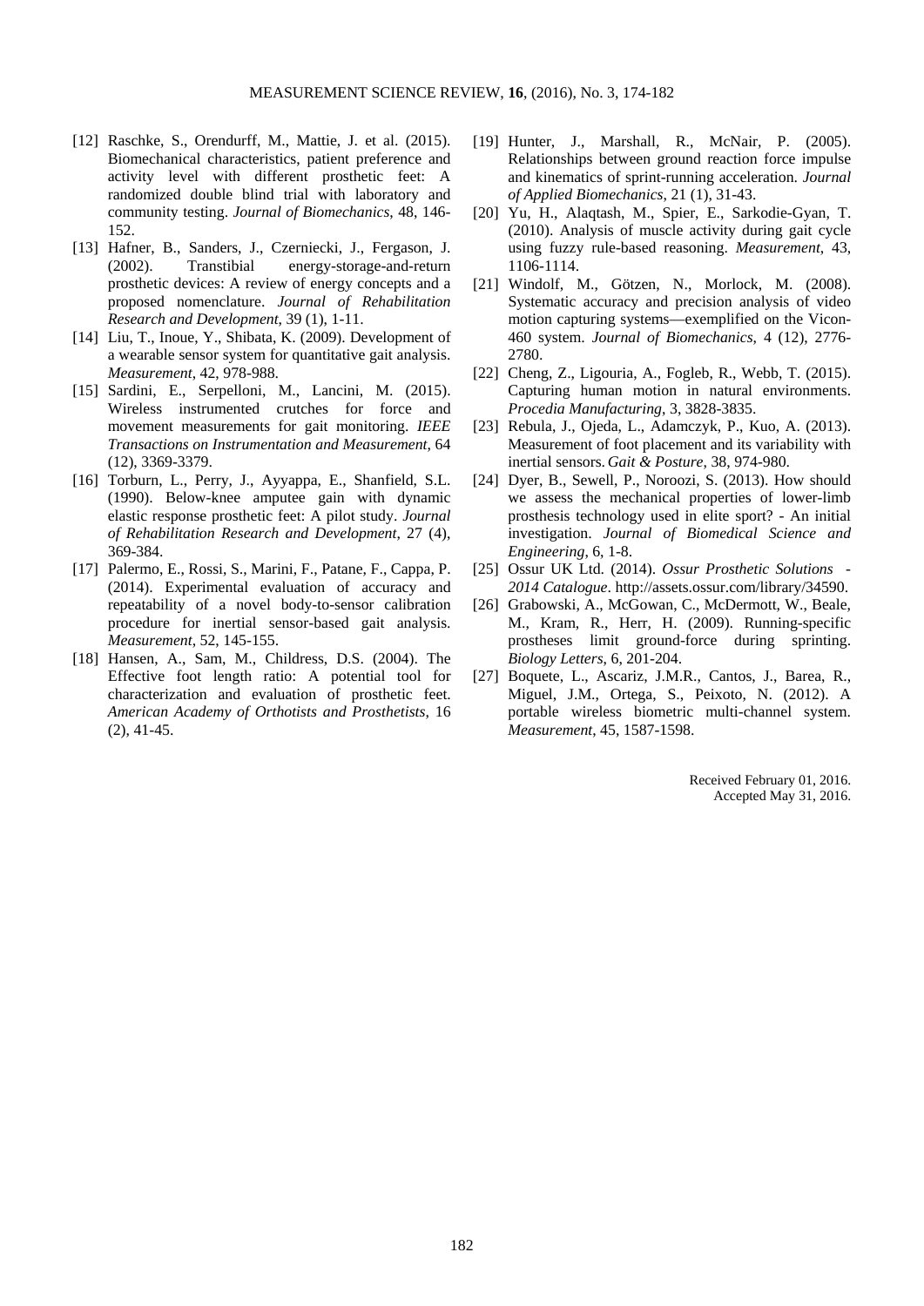[12] Raschke, S., Orendurff, M., Mattie, J. et al. (2015). Biomechanical characteristics, patient preference and activity level with different prosthetic feet: A randomized double blind trial with laboratory and community testing. *Journal of Biomechanics*, 48, 146-152.

[13] Hafner, B., Sanders, J., Czerniecki, J., Fergason, J. (2002). Transtibial energy-storage-and-return prosthetic devices: A review of energy concepts and a proposed nomenclature. *Journal of Rehabilitation Research and Development*, 39 (1), 1-11.

[14] Liu, T., Inoue, Y., Shibata, K. (2009). Development of a wearable sensor system for quantitative gait analysis. *Measurement*, 42, 978-988.

[15] Sardini, E., Serpelloni, M., Lancini, M. (2015). Wireless instrumented crutches for force and movement measurements for gait monitoring. *IEEE Transactions on Instrumentation and Measurement*, 64 (12), 3369-3379.

[16] Torburn, L., Perry, J., Ayyappa, E., Shanfield, S.L. (1990). Below-knee amputee gain with dynamic elastic response prosthetic feet: A pilot study. *Journal of Rehabilitation Research and Development*, 27 (4), 369-384.

[17] Palermo, E., Rossi, S., Marini, F., Patane, F., Cappa, P. (2014). Experimental evaluation of accuracy and repeatability of a novel body-to-sensor calibration procedure for inertial sensor-based gait analysis. *Measurement*, 52, 145-155.

[18] Hansen, A., Sam, M., Childress, D.S. (2004). The Effective foot length ratio: A potential tool for characterization and evaluation of prosthetic feet. *American Academy of Orthotists and Prosthetists*, 16 (2), 41-45.

[19] Hunter, J., Marshall, R., McNair, P. (2005). Relationships between ground reaction force impulse and kinematics of sprint-running acceleration. *Journal of Applied Biomechanics*, 21 (1), 31-43.

[20] Yu, H., Alaqtash, M., Spier, E., Sarkodie-Gyan, T. (2010). Analysis of muscle activity during gait cycle using fuzzy rule-based reasoning. *Measurement*, 43, 1106-1114.

[21] Windolf, M., Götzen, N., Morlock, M. (2008). Systematic accuracy and precision analysis of video motion capturing systems—exemplified on the Vicon-460 system. *Journal of Biomechanics*, 4 (12), 2776-2780.

[22] Cheng, Z., Ligouria, A., Fogleb, R., Webb, T. (2015). Capturing human motion in natural environments. *Procedia Manufacturing*, 3, 3828-3835.

[23] Rebula, J., Ojeda, L., Adamczyk, P., Kuo, A. (2013). Measurement of foot placement and its variability with inertial sensors. *Gait & Posture*, 38, 974-980.

[24] Dyer, B., Sewell, P., Noroozi, S. (2013). How should we assess the mechanical properties of lower-limb prosthesis technology used in elite sport? - An initial investigation. *Journal of Biomedical Science and Engineering*, 6, 1-8.

[25] Ossur UK Ltd. (2014). *Ossur Prosthetic Solutions - 2014 Catalogue*. http://assets.ossur.com/library/34590.

[26] Grabowski, A., McGowan, C., McDermott, W., Beale, M., Kram, R., Herr, H. (2009). Running-specific prostheses limit ground-force during sprinting. *Biology Letters*, 6, 201-204.

[27] Boquete, L., Ascariz, J.M.R., Cantos, J., Barea, R., Miguel, J.M., Ortega, S., Peixoto, N. (2012). A portable wireless biometric multi-channel system. *Measurement*, 45, 1587-1598.

Received February 01, 2016.
Accepted May 31, 2016.